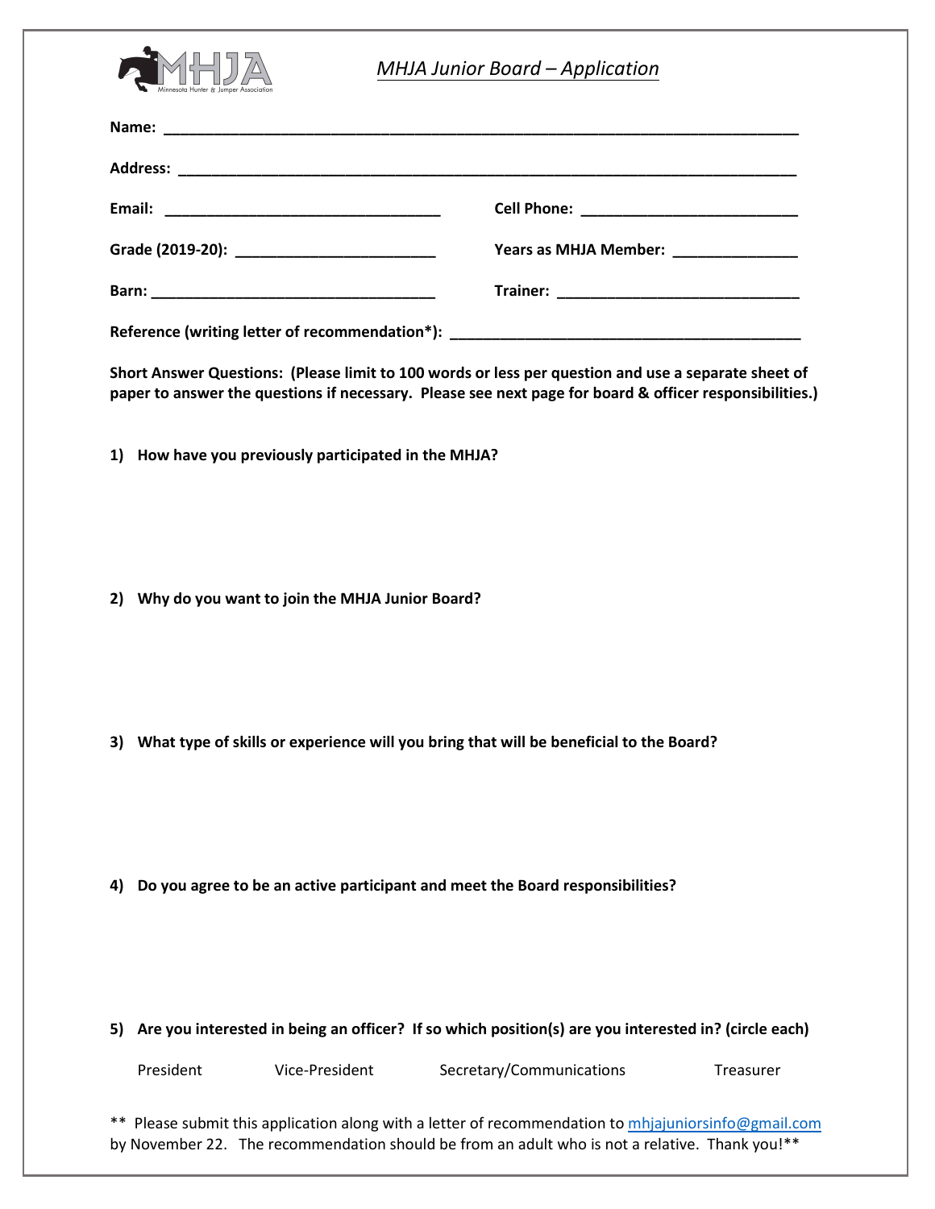# *MHJA Junior Board – Application*

**Name:** ______________________________________________________________________________

**Address:** ____________________________________________________________________________

**Email:** _________________________________ **Cell Phone:** __________________________

**Grade (2019-20):** ________________________ **Years as MHJA Member:** _______________

**Barn:** __________________________________ **Trainer:** _____________________________

**Reference (writing letter of recommendation*):** ____________________________________________

**Short Answer Questions: (Please limit to 100 words or less per question and use a separate sheet of paper to answer the questions if necessary. Please see next page for board & officer responsibilities.)**

1) **How have you previously participated in the MHJA?**

2) **Why do you want to join the MHJA Junior Board?**

3) **What type of skills or experience will you bring that will be beneficial to the Board?**

4) **Do you agree to be an active participant and meet the Board responsibilities?**

5) **Are you interested in being an officer? If so which position(s) are you interested in? (circle each)**

President Vice-President Secretary/Communications Treasurer

** Please submit this application along with a letter of recommendation to mhjajuniorsinfo@gmail.com by November 22. The recommendation should be from an adult who is not a relative. Thank you!**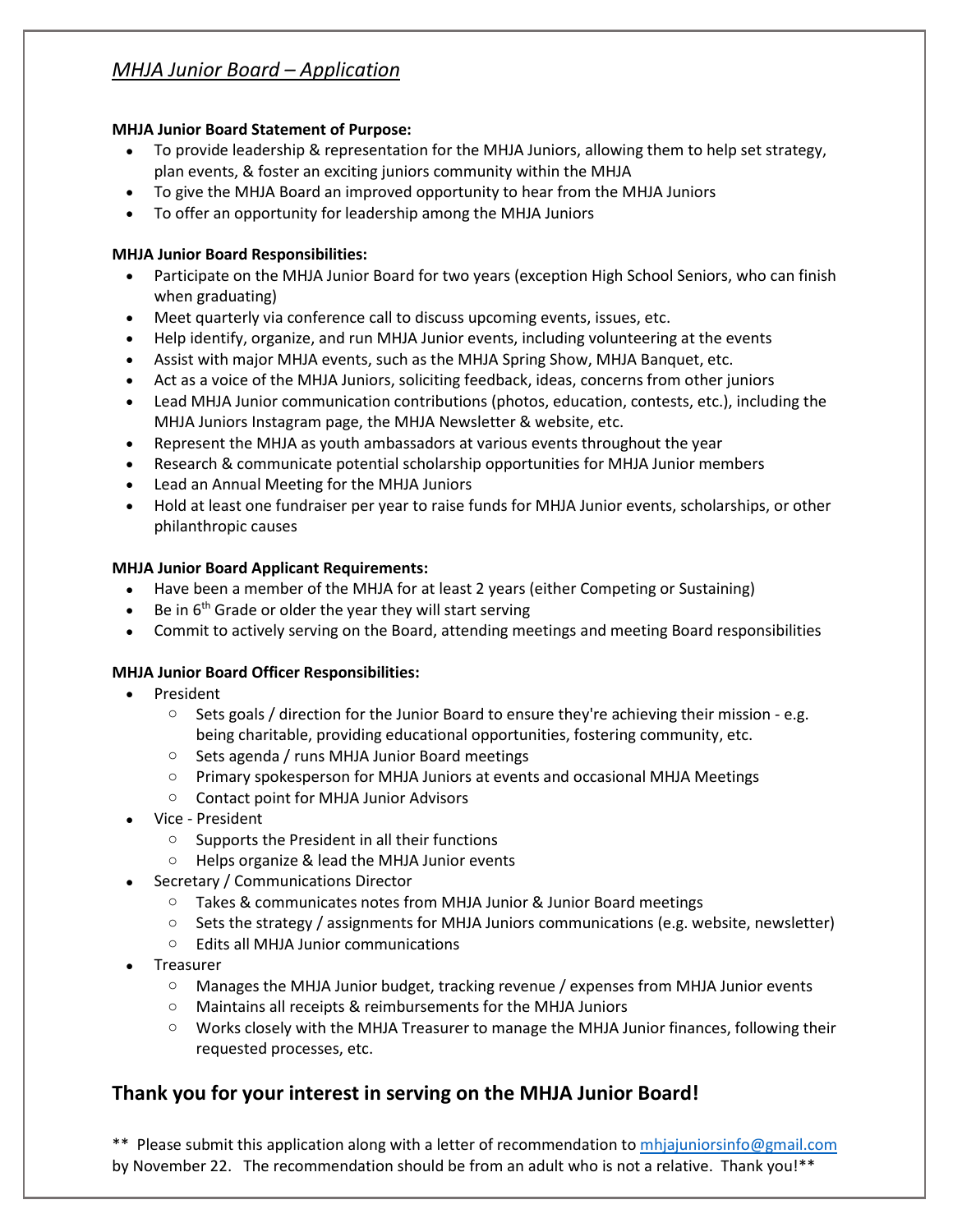## *MHJA Junior Board – Application*

**MHJA Junior Board Statement of Purpose:**

- To provide leadership & representation for the MHJA Juniors, allowing them to help set strategy, plan events, & foster an exciting juniors community within the MHJA
- To give the MHJA Board an improved opportunity to hear from the MHJA Juniors
- To offer an opportunity for leadership among the MHJA Juniors

**MHJA Junior Board Responsibilities:**

- Participate on the MHJA Junior Board for two years (exception High School Seniors, who can finish when graduating)
- Meet quarterly via conference call to discuss upcoming events, issues, etc.
- Help identify, organize, and run MHJA Junior events, including volunteering at the events
- Assist with major MHJA events, such as the MHJA Spring Show, MHJA Banquet, etc.
- Act as a voice of the MHJA Juniors, soliciting feedback, ideas, concerns from other juniors
- Lead MHJA Junior communication contributions (photos, education, contests, etc.), including the MHJA Juniors Instagram page, the MHJA Newsletter & website, etc.
- Represent the MHJA as youth ambassadors at various events throughout the year
- Research & communicate potential scholarship opportunities for MHJA Junior members
- Lead an Annual Meeting for the MHJA Juniors
- Hold at least one fundraiser per year to raise funds for MHJA Junior events, scholarships, or other philanthropic causes

**MHJA Junior Board Applicant Requirements:**

- Have been a member of the MHJA for at least 2 years (either Competing or Sustaining)
- Be in 6th Grade or older the year they will start serving
- Commit to actively serving on the Board, attending meetings and meeting Board responsibilities

**MHJA Junior Board Officer Responsibilities:**

- President
  - Sets goals / direction for the Junior Board to ensure they're achieving their mission - e.g. being charitable, providing educational opportunities, fostering community, etc.
  - Sets agenda / runs MHJA Junior Board meetings
  - Primary spokesperson for MHJA Juniors at events and occasional MHJA Meetings
  - Contact point for MHJA Junior Advisors
- Vice - President
  - Supports the President in all their functions
  - Helps organize & lead the MHJA Junior events
- Secretary / Communications Director
  - Takes & communicates notes from MHJA Junior & Junior Board meetings
  - Sets the strategy / assignments for MHJA Juniors communications (e.g. website, newsletter)
  - Edits all MHJA Junior communications
- Treasurer
  - Manages the MHJA Junior budget, tracking revenue / expenses from MHJA Junior events
  - Maintains all receipts & reimbursements for the MHJA Juniors
  - Works closely with the MHJA Treasurer to manage the MHJA Junior finances, following their requested processes, etc.

## Thank you for your interest in serving on the MHJA Junior Board!

** Please submit this application along with a letter of recommendation to mhjajuniorsinfo@gmail.com by November 22. The recommendation should be from an adult who is not a relative. Thank you!**